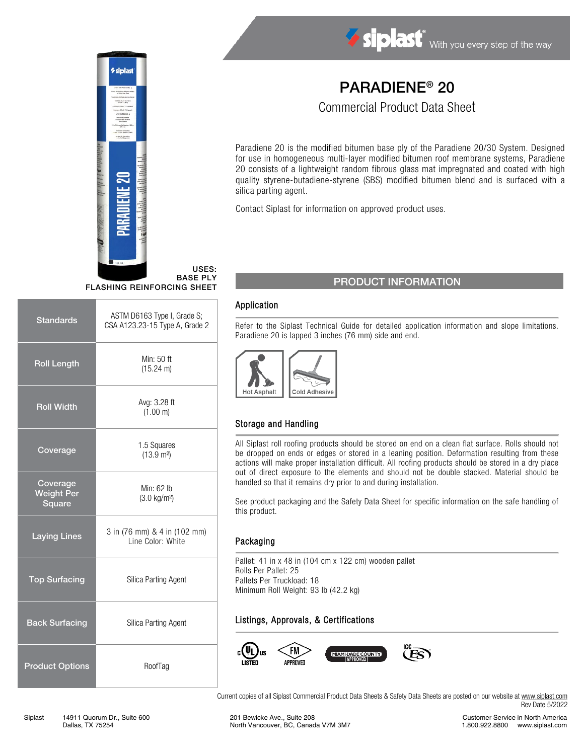siplast® With you every step of the way

# PARADIENE® 20

## Commercial Product Data Sheet

Paradiene 20 is the modified bitumen base ply of the Paradiene 20/30 System. Designed for use in homogeneous multi-layer modified bitumen roof membrane systems, Paradiene 20 consists of a lightweight random fibrous glass mat impregnated and coated with high quality styrene-butadiene-styrene (SBS) modified bitumen blend and is surfaced with a silica parting agent.

Contact Siplast for information on approved product uses.

**USES:**
**BASE PLY**
**FLASHING REINFORCING SHEET**

| | |
|---|---|
| **Standards** | ASTM D6163 Type I, Grade S; CSA A123.23-15 Type A, Grade 2 |
| **Roll Length** | Min: 50 ft (15.24 m) |
| **Roll Width** | Avg: 3.28 ft (1.00 m) |
| **Coverage** | 1.5 Squares (13.9 m²) |
| **Coverage Weight Per Square** | Min: 62 lb (3.0 kg/m²) |
| **Laying Lines** | 3 in (76 mm) & 4 in (102 mm) Line Color: White |
| **Top Surfacing** | Silica Parting Agent |
| **Back Surfacing** | Silica Parting Agent |
| **Product Options** | RoofTag |

## PRODUCT INFORMATION

### Application

Refer to the Siplast Technical Guide for detailed application information and slope limitations. Paradiene 20 is lapped 3 inches (76 mm) side and end.

Hot Asphalt | Cold Adhesive

### Storage and Handling

All Siplast roll roofing products should be stored on end on a clean flat surface. Rolls should not be dropped on ends or edges or stored in a leaning position. Deformation resulting from these actions will make proper installation difficult. All roofing products should be stored in a dry place out of direct exposure to the elements and should not be double stacked. Material should be handled so that it remains dry prior to and during installation.

See product packaging and the Safety Data Sheet for specific information on the safe handling of this product.

### Packaging

Pallet: 41 in x 48 in (104 cm x 122 cm) wooden pallet
Rolls Per Pallet: 25
Pallets Per Truckload: 18
Minimum Roll Weight: 93 lb (42.2 kg)

### Listings, Approvals, & Certifications

cUL US LISTED | FM APPROVED | MIAMI-DADE COUNTY APPROVED | ICC ES

Current copies of all Siplast Commercial Product Data Sheets & Safety Data Sheets are posted on our website at www.siplast.com
Rev Date 5/2022

Siplast 14911 Quorum Dr., Suite 600, Dallas, TX 75254 | 201 Bewicke Ave., Suite 208, North Vancouver, BC, Canada V7M 3M7 | Customer Service in North America 1.800.922.8800 www.siplast.com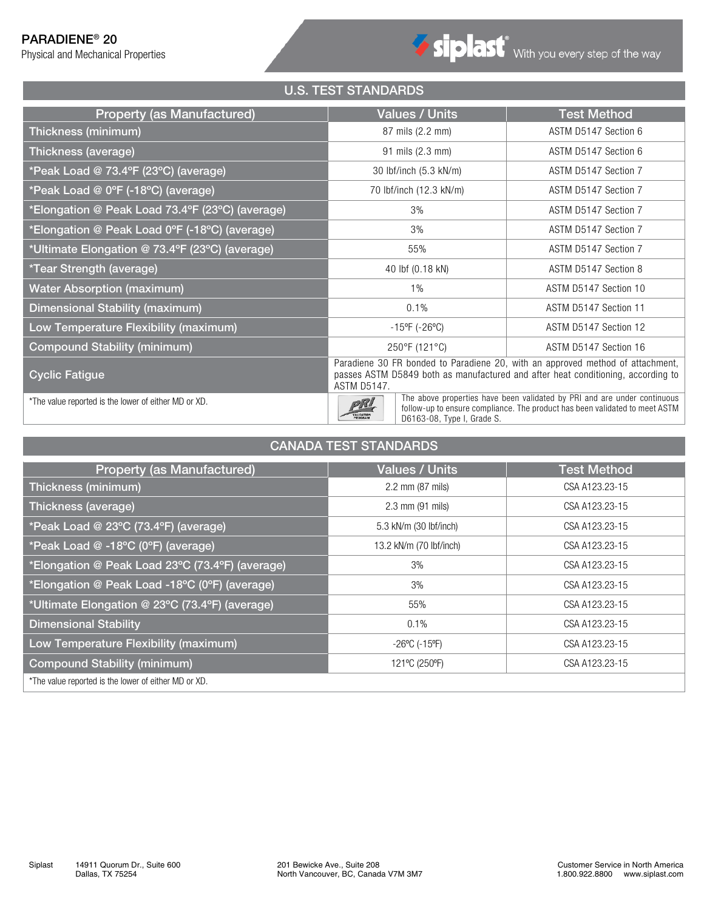# PARADIENE® 20

Physical and Mechanical Properties

## U.S. TEST STANDARDS

| Property (as Manufactured) | Values / Units | Test Method |
|---|---|---|
| Thickness (minimum) | 87 mils (2.2 mm) | ASTM D5147 Section 6 |
| Thickness (average) | 91 mils (2.3 mm) | ASTM D5147 Section 6 |
| *Peak Load @ 73.4ºF (23ºC) (average) | 30 lbf/inch (5.3 kN/m) | ASTM D5147 Section 7 |
| *Peak Load @ 0ºF (-18ºC) (average) | 70 lbf/inch (12.3 kN/m) | ASTM D5147 Section 7 |
| *Elongation @ Peak Load 73.4ºF (23ºC) (average) | 3% | ASTM D5147 Section 7 |
| *Elongation @ Peak Load 0ºF (-18ºC) (average) | 3% | ASTM D5147 Section 7 |
| *Ultimate Elongation @ 73.4ºF (23ºC) (average) | 55% | ASTM D5147 Section 7 |
| *Tear Strength (average) | 40 lbf (0.18 kN) | ASTM D5147 Section 8 |
| Water Absorption (maximum) | 1% | ASTM D5147 Section 10 |
| Dimensional Stability (maximum) | 0.1% | ASTM D5147 Section 11 |
| Low Temperature Flexibility (maximum) | -15ºF (-26ºC) | ASTM D5147 Section 12 |
| Compound Stability (minimum) | 250°F (121°C) | ASTM D5147 Section 16 |
| Cyclic Fatigue | Paradiene 30 FR bonded to Paradiene 20, with an approved method of attachment, passes ASTM D5849 both as manufactured and after heat conditioning, according to ASTM D5147. | |
| *The value reported is the lower of either MD or XD. | PRI VALIDATION PROGRAM | The above properties have been validated by PRI and are under continuous follow-up to ensure compliance. The product has been validated to meet ASTM D6163-08, Type I, Grade S. |

## CANADA TEST STANDARDS

| Property (as Manufactured) | Values / Units | Test Method |
|---|---|---|
| Thickness (minimum) | 2.2 mm (87 mils) | CSA A123.23-15 |
| Thickness (average) | 2.3 mm (91 mils) | CSA A123.23-15 |
| *Peak Load @ 23ºC (73.4ºF) (average) | 5.3 kN/m (30 lbf/inch) | CSA A123.23-15 |
| *Peak Load @ -18ºC (0ºF) (average) | 13.2 kN/m (70 lbf/inch) | CSA A123.23-15 |
| *Elongation @ Peak Load 23ºC (73.4ºF) (average) | 3% | CSA A123.23-15 |
| *Elongation @ Peak Load -18ºC (0ºF) (average) | 3% | CSA A123.23-15 |
| *Ultimate Elongation @ 23ºC (73.4ºF) (average) | 55% | CSA A123.23-15 |
| Dimensional Stability | 0.1% | CSA A123.23-15 |
| Low Temperature Flexibility (maximum) | -26ºC (-15ºF) | CSA A123.23-15 |
| Compound Stability (minimum) | 121ºC (250ºF) | CSA A123.23-15 |

*The value reported is the lower of either MD or XD.

Siplast 14911 Quorum Dr., Suite 600 Dallas, TX 75254

201 Bewicke Ave., Suite 208 North Vancouver, BC, Canada V7M 3M7

Customer Service in North America 1.800.922.8800 www.siplast.com